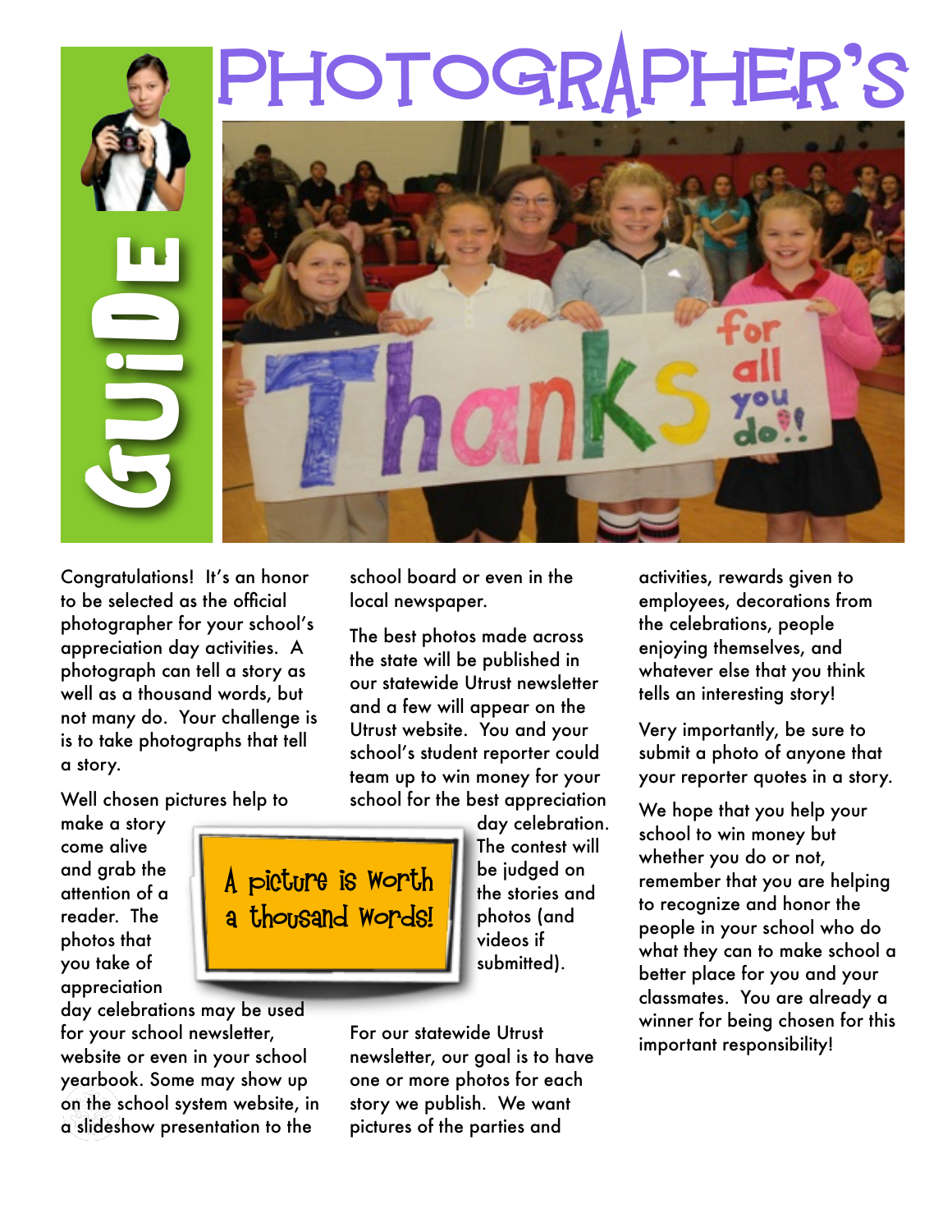# Photographer's Guide

Congratulations! It's an honor to be selected as the official photographer for your school's appreciation day activities. A photograph can tell a story as well as a thousand words, but not many do. Your challenge is is to take photographs that tell a story.

Well chosen pictures help to make a story come alive and grab the attention of a reader. The photos that you take of appreciation day celebrations may be used for your school newsletter, website or even in your school yearbook. Some may show up on the school system website, in a slideshow presentation to the school board or even in the local newspaper.

> A picture is worth a thousand words!

The best photos made across the state will be published in our statewide Utrust newsletter and a few will appear on the Utrust website. You and your school's student reporter could team up to win money for your school for the best appreciation day celebration. The contest will be judged on the stories and photos (and videos if submitted).

For our statewide Utrust newsletter, our goal is to have one or more photos for each story we publish. We want pictures of the parties and activities, rewards given to employees, decorations from the celebrations, people enjoying themselves, and whatever else that you think tells an interesting story!

Very importantly, be sure to submit a photo of anyone that your reporter quotes in a story.

We hope that you help your school to win money but whether you do or not, remember that you are helping to recognize and honor the people in your school who do what they can to make school a better place for you and your classmates. You are already a winner for being chosen for this important responsibility!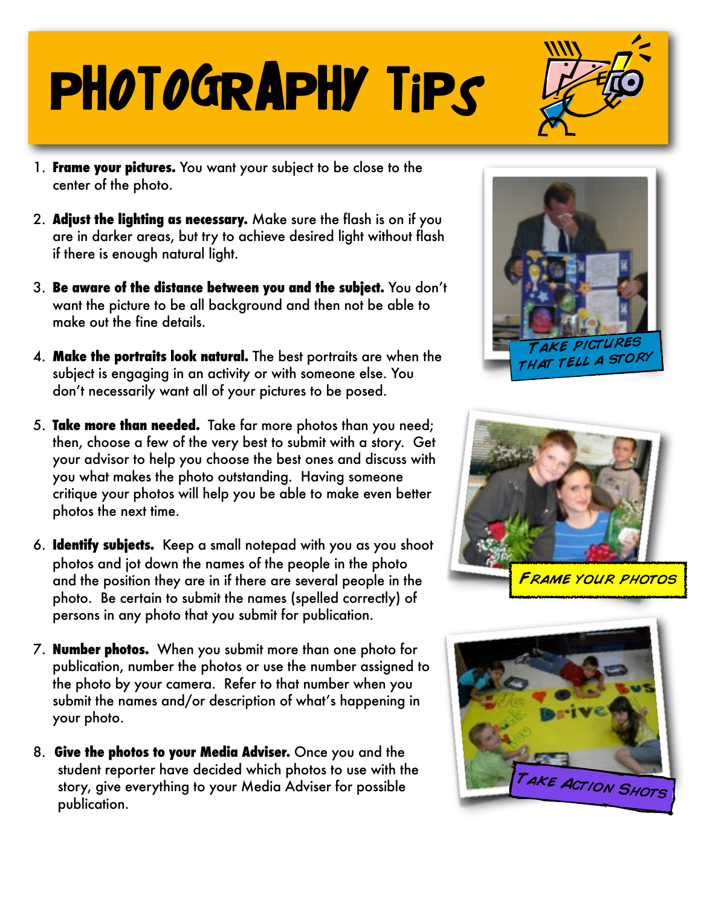# PHOTOGRAPHY TIPS

1. **Frame your pictures.** You want your subject to be close to the center of the photo.

2. **Adjust the lighting as necessary.** Make sure the flash is on if you are in darker areas, but try to achieve desired light without flash if there is enough natural light.

3. **Be aware of the distance between you and the subject.** You don't want the picture to be all background and then not be able to make out the fine details.

4. **Make the portraits look natural.** The best portraits are when the subject is engaging in an activity or with someone else. You don't necessarily want all of your pictures to be posed.

5. **Take more than needed.** Take far more photos than you need; then, choose a few of the very best to submit with a story. Get your advisor to help you choose the best ones and discuss with you what makes the photo outstanding. Having someone critique your photos will help you be able to make even better photos the next time.

6. **Identify subjects.** Keep a small notepad with you as you shoot photos and jot down the names of the people in the photo and the position they are in if there are several people in the photo. Be certain to submit the names (spelled correctly) of persons in any photo that you submit for publication.

7. **Number photos.** When you submit more than one photo for publication, number the photos or use the number assigned to the photo by your camera. Refer to that number when you submit the names and/or description of what's happening in your photo.

8. **Give the photos to your Media Adviser.** Once you and the student reporter have decided which photos to use with the story, give everything to your Media Adviser for possible publication.

TAKE PICTURES THAT TELL A STORY

FRAME YOUR PHOTOS

TAKE ACTION SHOTS